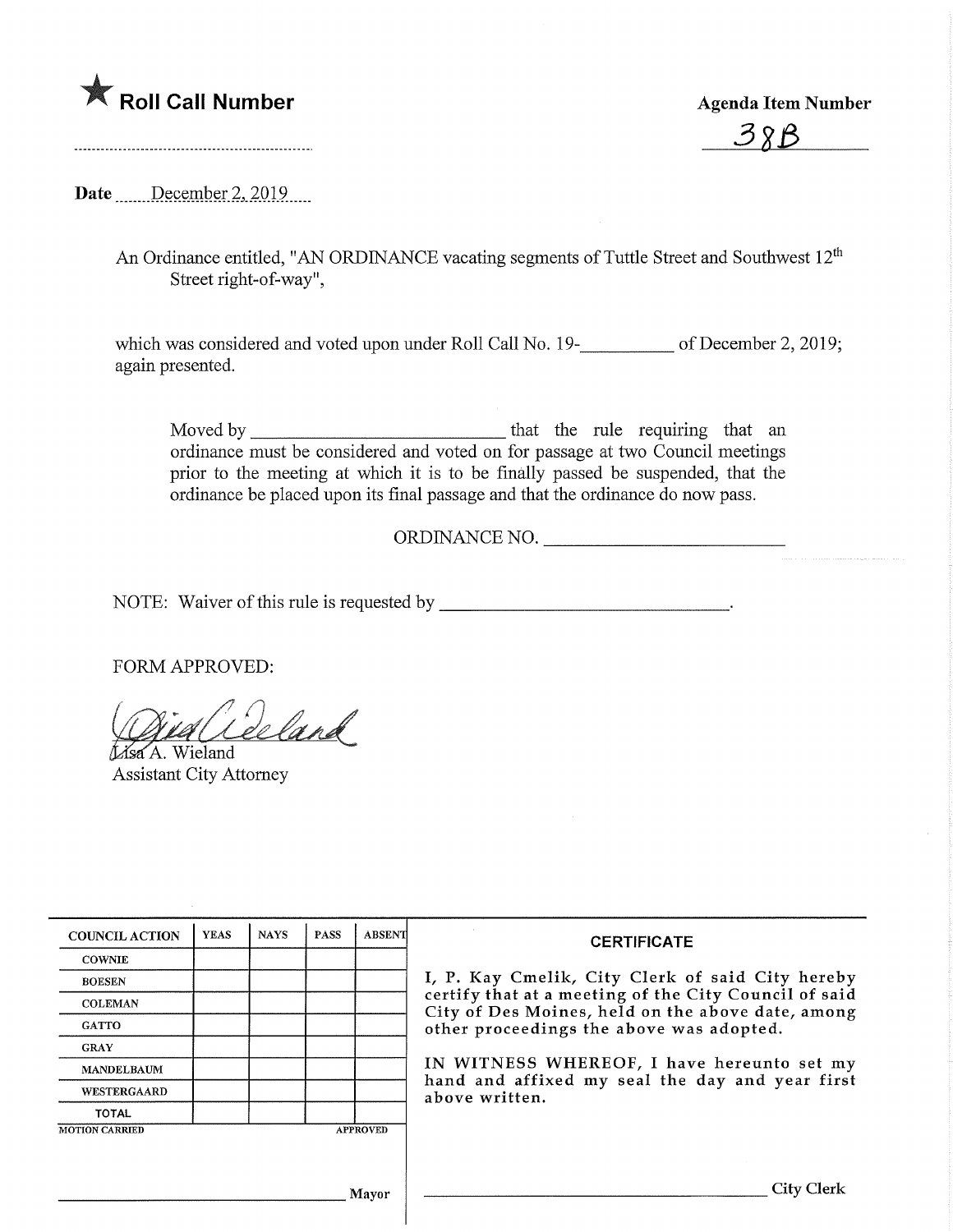★ **Roll Call Number**

**Agenda Item Number**

38B

**Date** December 2, 2019

An Ordinance entitled, "AN ORDINANCE vacating segments of Tuttle Street and Southwest 12th Street right-of-way",

which was considered and voted upon under Roll Call No. 19-__________ of December 2, 2019; again presented.

Moved by ____________________________ that the rule requiring that an ordinance must be considered and voted on for passage at two Council meetings prior to the meeting at which it is to be finally passed be suspended, that the ordinance be placed upon its final passage and that the ordinance do now pass.

ORDINANCE NO. __________________________

NOTE: Waiver of this rule is requested by _______________________________.

FORM APPROVED:

Lisa A. Wieland
Assistant City Attorney

| COUNCIL ACTION | YEAS | NAYS | PASS | ABSENT |
|---|---|---|---|---|
| COWNIE | | | | |
| BOESEN | | | | |
| COLEMAN | | | | |
| GATTO | | | | |
| GRAY | | | | |
| MANDELBAUM | | | | |
| WESTERGAARD | | | | |
| TOTAL | | | | |

MOTION CARRIED APPROVED

_______________________________ Mayor

**CERTIFICATE**

I, P. Kay Cmelik, City Clerk of said City hereby certify that at a meeting of the City Council of said City of Des Moines, held on the above date, among other proceedings the above was adopted.

IN WITNESS WHEREOF, I have hereunto set my hand and affixed my seal the day and year first above written.

_______________________________ City Clerk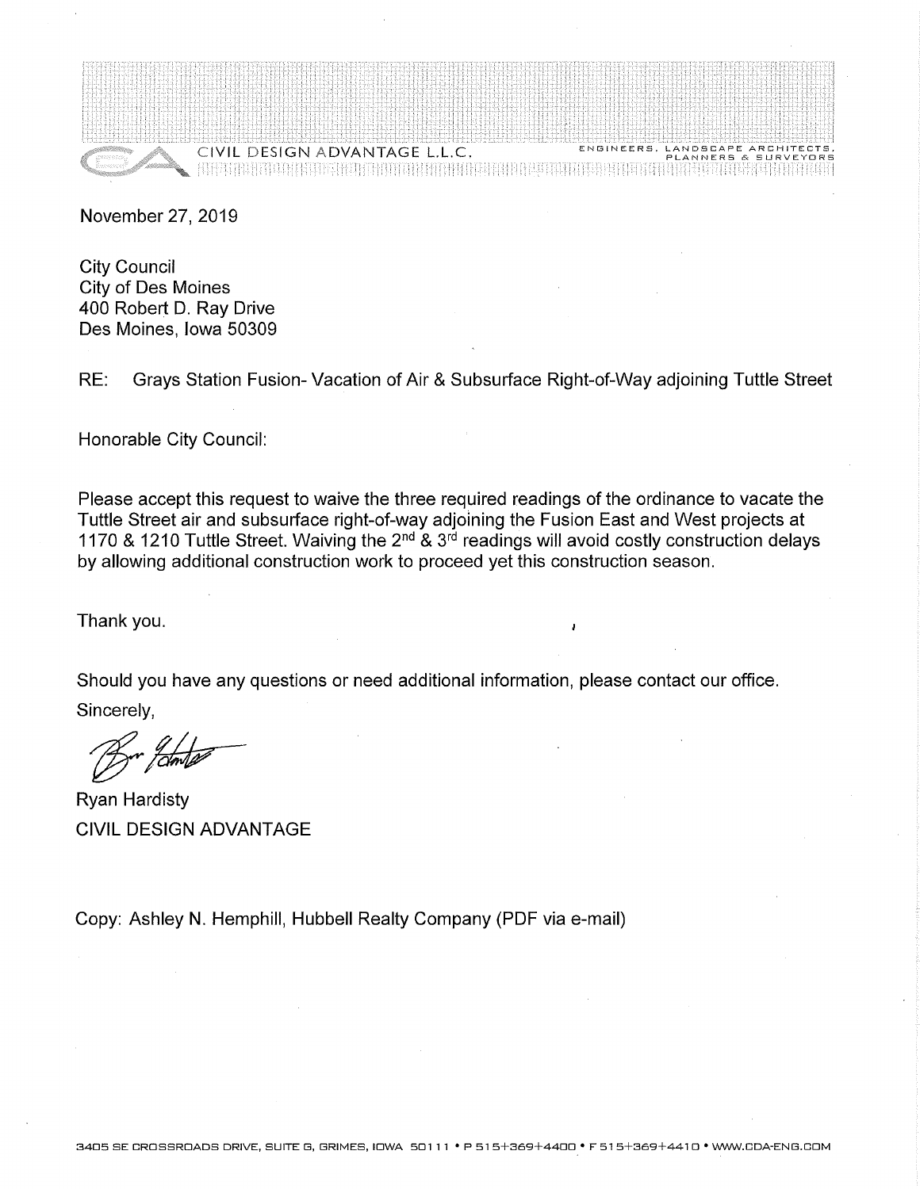CIVIL DESIGN ADVANTAGE L.L.C.

ENGINEERS, LANDSCAPE ARCHITECTS, PLANNERS & SURVEYORS

November 27, 2019

City Council
City of Des Moines
400 Robert D. Ray Drive
Des Moines, Iowa 50309

RE: Grays Station Fusion- Vacation of Air & Subsurface Right-of-Way adjoining Tuttle Street

Honorable City Council:

Please accept this request to waive the three required readings of the ordinance to vacate the Tuttle Street air and subsurface right-of-way adjoining the Fusion East and West projects at 1170 & 1210 Tuttle Street. Waiving the 2nd & 3rd readings will avoid costly construction delays by allowing additional construction work to proceed yet this construction season.

Thank you.

Should you have any questions or need additional information, please contact our office.

Sincerely,

Ryan Hardisty
CIVIL DESIGN ADVANTAGE

Copy: Ashley N. Hemphill, Hubbell Realty Company (PDF via e-mail)

3405 SE CROSSROADS DRIVE, SUITE G, GRIMES, IOWA 50111 • P 515+369+4400 • F 515+369+4410 • WWW.CDA-ENG.COM